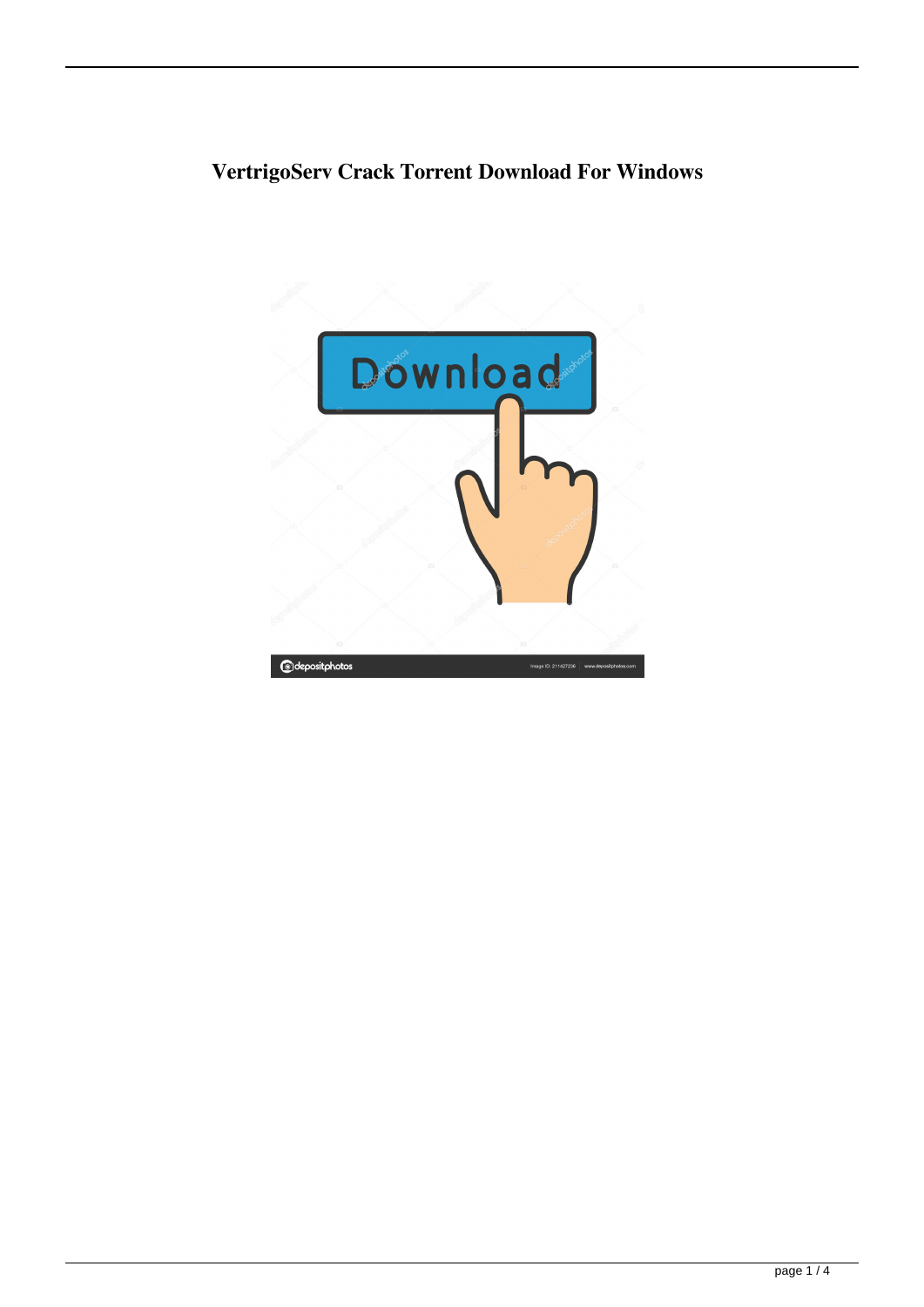# VertrigoServ Crack Torrent Download For Windows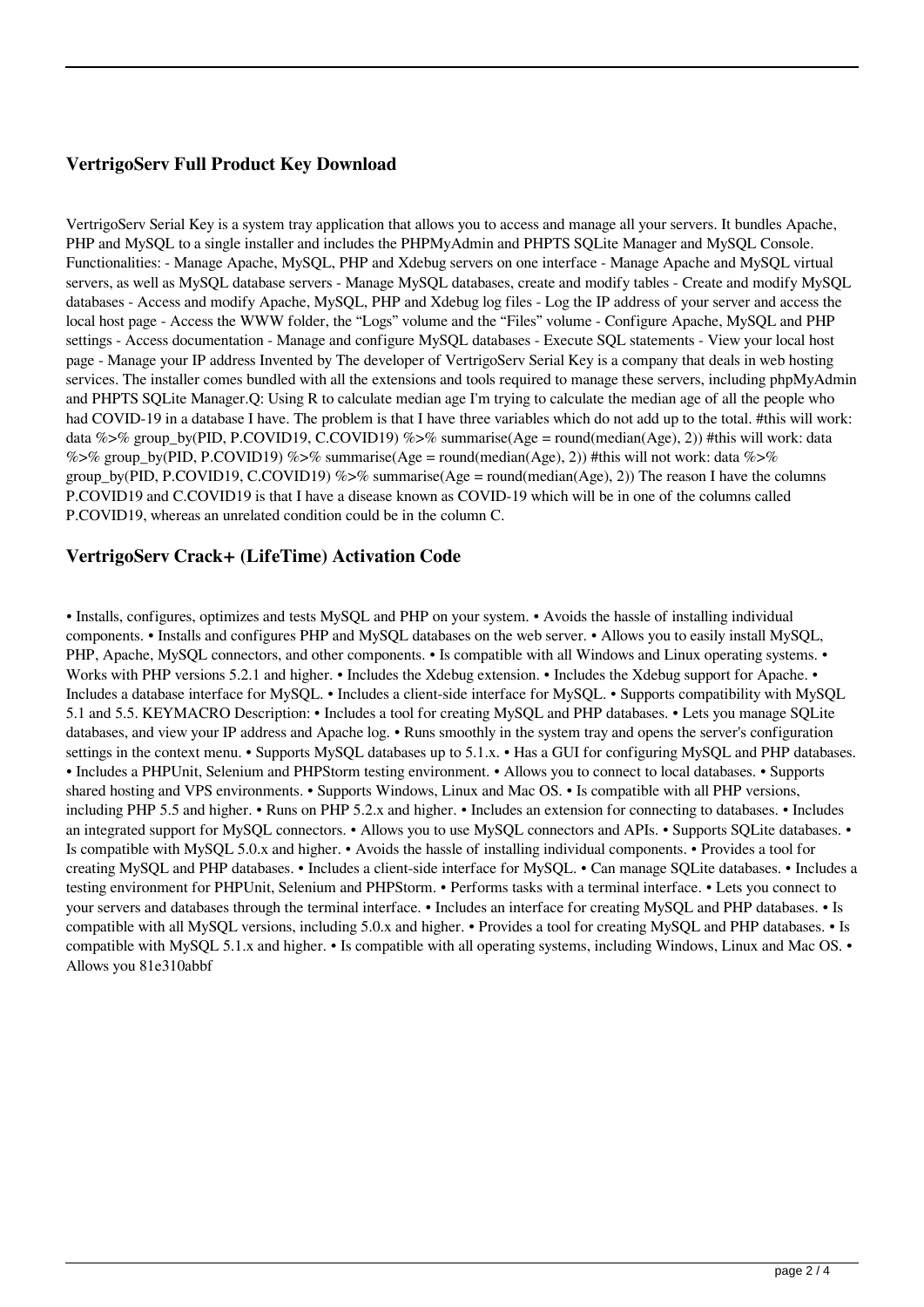### VertrigoServ Full Product Key Download

VertrigoServ Serial Key is a system tray application that allows you to access and manage all your servers. It bundles Apache, PHP and MySQL to a single installer and includes the PHPMyAdmin and PHPTS SQLite Manager and MySQL Console. Functionalities: - Manage Apache, MySQL, PHP and Xdebug servers on one interface - Manage Apache and MySQL virtual servers, as well as MySQL database servers - Manage MySQL databases, create and modify tables - Create and modify MySQL databases - Access and modify Apache, MySQL, PHP and Xdebug log files - Log the IP address of your server and access the local host page - Access the WWW folder, the "Logs" volume and the "Files" volume - Configure Apache, MySQL and PHP settings - Access documentation - Manage and configure MySQL databases - Execute SQL statements - View your local host page - Manage your IP address Invented by The developer of VertrigoServ Serial Key is a company that deals in web hosting services. The installer comes bundled with all the extensions and tools required to manage these servers, including phpMyAdmin and PHPTS SQLite Manager.Q: Using R to calculate median age I'm trying to calculate the median age of all the people who had COVID-19 in a database I have. The problem is that I have three variables which do not add up to the total. #this will work: data %>% group_by(PID, P.COVID19, C.COVID19) %>% summarise(Age = round(median(Age), 2)) #this will work: data %>% group_by(PID, P.COVID19) %>% summarise(Age = round(median(Age), 2)) #this will not work: data %>% group_by(PID, P.COVID19, C.COVID19) %>% summarise(Age = round(median(Age), 2)) The reason I have the columns P.COVID19 and C.COVID19 is that I have a disease known as COVID-19 which will be in one of the columns called P.COVID19, whereas an unrelated condition could be in the column C.

### VertrigoServ Crack+ (LifeTime) Activation Code

• Installs, configures, optimizes and tests MySQL and PHP on your system. • Avoids the hassle of installing individual components. • Installs and configures PHP and MySQL databases on the web server. • Allows you to easily install MySQL, PHP, Apache, MySQL connectors, and other components. • Is compatible with all Windows and Linux operating systems. • Works with PHP versions 5.2.1 and higher. • Includes the Xdebug extension. • Includes the Xdebug support for Apache. • Includes a database interface for MySQL. • Includes a client-side interface for MySQL. • Supports compatibility with MySQL 5.1 and 5.5. KEYMACRO Description: • Includes a tool for creating MySQL and PHP databases. • Lets you manage SQLite databases, and view your IP address and Apache log. • Runs smoothly in the system tray and opens the server's configuration settings in the context menu. • Supports MySQL databases up to 5.1.x. • Has a GUI for configuring MySQL and PHP databases. • Includes a PHPUnit, Selenium and PHPStorm testing environment. • Allows you to connect to local databases. • Supports shared hosting and VPS environments. • Supports Windows, Linux and Mac OS. • Is compatible with all PHP versions, including PHP 5.5 and higher. • Runs on PHP 5.2.x and higher. • Includes an extension for connecting to databases. • Includes an integrated support for MySQL connectors. • Allows you to use MySQL connectors and APIs. • Supports SQLite databases. • Is compatible with MySQL 5.0.x and higher. • Avoids the hassle of installing individual components. • Provides a tool for creating MySQL and PHP databases. • Includes a client-side interface for MySQL. • Can manage SQLite databases. • Includes a testing environment for PHPUnit, Selenium and PHPStorm. • Performs tasks with a terminal interface. • Lets you connect to your servers and databases through the terminal interface. • Includes an interface for creating MySQL and PHP databases. • Is compatible with all MySQL versions, including 5.0.x and higher. • Provides a tool for creating MySQL and PHP databases. • Is compatible with MySQL 5.1.x and higher. • Is compatible with all operating systems, including Windows, Linux and Mac OS. • Allows you 81e310abbf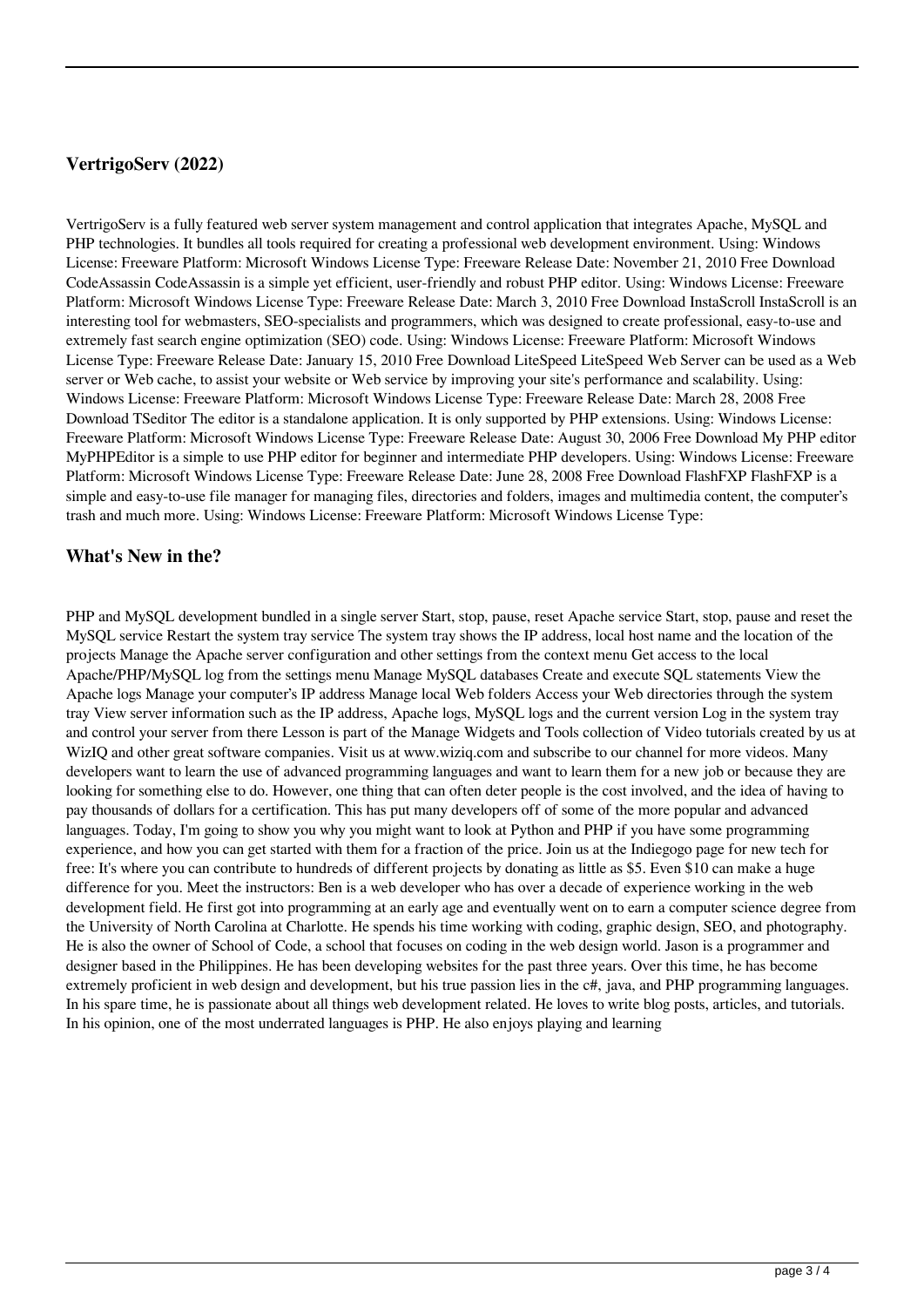## VertrigoServ (2022)

VertrigoServ is a fully featured web server system management and control application that integrates Apache, MySQL and PHP technologies. It bundles all tools required for creating a professional web development environment. Using: Windows License: Freeware Platform: Microsoft Windows License Type: Freeware Release Date: November 21, 2010 Free Download CodeAssassin CodeAssassin is a simple yet efficient, user-friendly and robust PHP editor. Using: Windows License: Freeware Platform: Microsoft Windows License Type: Freeware Release Date: March 3, 2010 Free Download InstaScroll InstaScroll is an interesting tool for webmasters, SEO-specialists and programmers, which was designed to create professional, easy-to-use and extremely fast search engine optimization (SEO) code. Using: Windows License: Freeware Platform: Microsoft Windows License Type: Freeware Release Date: January 15, 2010 Free Download LiteSpeed LiteSpeed Web Server can be used as a Web server or Web cache, to assist your website or Web service by improving your site's performance and scalability. Using: Windows License: Freeware Platform: Microsoft Windows License Type: Freeware Release Date: March 28, 2008 Free Download TSeditor The editor is a standalone application. It is only supported by PHP extensions. Using: Windows License: Freeware Platform: Microsoft Windows License Type: Freeware Release Date: August 30, 2006 Free Download My PHP editor MyPHPEditor is a simple to use PHP editor for beginner and intermediate PHP developers. Using: Windows License: Freeware Platform: Microsoft Windows License Type: Freeware Release Date: June 28, 2008 Free Download FlashFXP FlashFXP is a simple and easy-to-use file manager for managing files, directories and folders, images and multimedia content, the computer's trash and much more. Using: Windows License: Freeware Platform: Microsoft Windows License Type:

## What's New in the?

PHP and MySQL development bundled in a single server Start, stop, pause, reset Apache service Start, stop, pause and reset the MySQL service Restart the system tray service The system tray shows the IP address, local host name and the location of the projects Manage the Apache server configuration and other settings from the context menu Get access to the local Apache/PHP/MySQL log from the settings menu Manage MySQL databases Create and execute SQL statements View the Apache logs Manage your computer's IP address Manage local Web folders Access your Web directories through the system tray View server information such as the IP address, Apache logs, MySQL logs and the current version Log in the system tray and control your server from there Lesson is part of the Manage Widgets and Tools collection of Video tutorials created by us at WizIQ and other great software companies. Visit us at www.wiziq.com and subscribe to our channel for more videos. Many developers want to learn the use of advanced programming languages and want to learn them for a new job or because they are looking for something else to do. However, one thing that can often deter people is the cost involved, and the idea of having to pay thousands of dollars for a certification. This has put many developers off of some of the more popular and advanced languages. Today, I'm going to show you why you might want to look at Python and PHP if you have some programming experience, and how you can get started with them for a fraction of the price. Join us at the Indiegogo page for new tech for free: It's where you can contribute to hundreds of different projects by donating as little as $5. Even $10 can make a huge difference for you. Meet the instructors: Ben is a web developer who has over a decade of experience working in the web development field. He first got into programming at an early age and eventually went on to earn a computer science degree from the University of North Carolina at Charlotte. He spends his time working with coding, graphic design, SEO, and photography. He is also the owner of School of Code, a school that focuses on coding in the web design world. Jason is a programmer and designer based in the Philippines. He has been developing websites for the past three years. Over this time, he has become extremely proficient in web design and development, but his true passion lies in the c#, java, and PHP programming languages. In his spare time, he is passionate about all things web development related. He loves to write blog posts, articles, and tutorials. In his opinion, one of the most underrated languages is PHP. He also enjoys playing and learning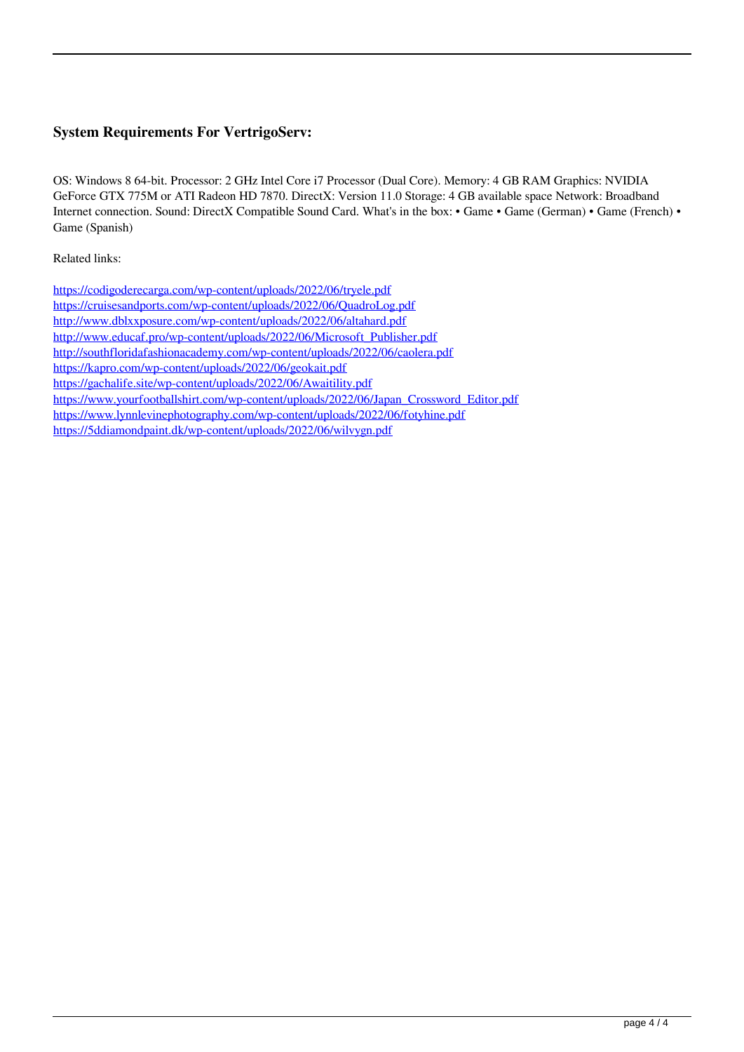### System Requirements For VertrigoServ:

OS: Windows 8 64-bit. Processor: 2 GHz Intel Core i7 Processor (Dual Core). Memory: 4 GB RAM Graphics: NVIDIA GeForce GTX 775M or ATI Radeon HD 7870. DirectX: Version 11.0 Storage: 4 GB available space Network: Broadband Internet connection. Sound: DirectX Compatible Sound Card. What's in the box: • Game • Game (German) • Game (French) • Game (Spanish)

Related links:

https://codigoderecarga.com/wp-content/uploads/2022/06/tryele.pdf
https://cruisesandports.com/wp-content/uploads/2022/06/QuadroLog.pdf
http://www.dblxxposure.com/wp-content/uploads/2022/06/altahard.pdf
http://www.educaf.pro/wp-content/uploads/2022/06/Microsoft_Publisher.pdf
http://southfloridafashionacademy.com/wp-content/uploads/2022/06/caolera.pdf
https://kapro.com/wp-content/uploads/2022/06/geokait.pdf
https://gachalife.site/wp-content/uploads/2022/06/Awaitility.pdf
https://www.yourfootballshirt.com/wp-content/uploads/2022/06/Japan_Crossword_Editor.pdf
https://www.lynnlevinephotography.com/wp-content/uploads/2022/06/fotyhine.pdf
https://5ddiamondpaint.dk/wp-content/uploads/2022/06/wilvygn.pdf